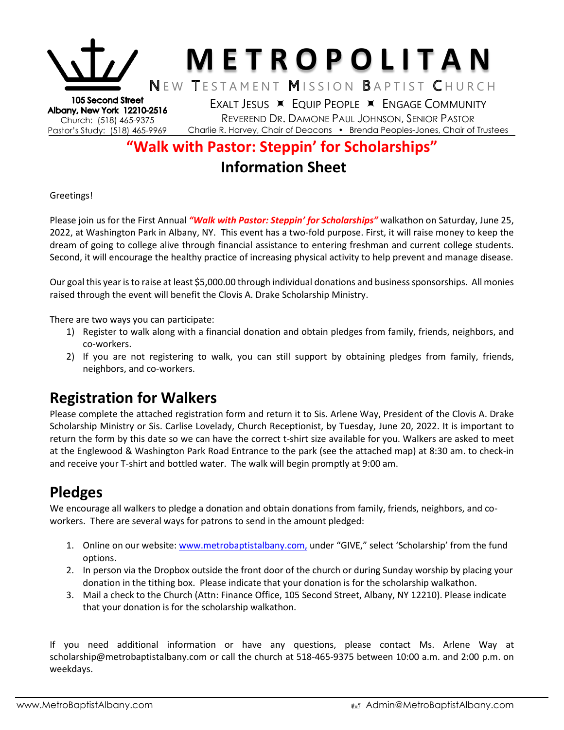# METROPOLITAN

NEW TESTAMENT MISSION BAPTIST CHURCH

**105 Second Street**
**Albany, New York 12210-2516**
Church: (518) 465-9375
Pastor's Study: (518) 465-9969

EXALT JESUS ✠ EQUIP PEOPLE ✠ ENGAGE COMMUNITY

REVEREND DR. DAMONE PAUL JOHNSON, SENIOR PASTOR

Charlie R. Harvey, Chair of Deacons • Brenda Peoples-Jones, Chair of Trustees

## "Walk with Pastor: Steppin' for Scholarships"

## Information Sheet

Greetings!

Please join us for the First Annual ***"Walk with Pastor: Steppin' for Scholarships"*** walkathon on Saturday, June 25, 2022, at Washington Park in Albany, NY. This event has a two-fold purpose. First, it will raise money to keep the dream of going to college alive through financial assistance to entering freshman and current college students. Second, it will encourage the healthy practice of increasing physical activity to help prevent and manage disease.

Our goal this year is to raise at least $5,000.00 through individual donations and business sponsorships. All monies raised through the event will benefit the Clovis A. Drake Scholarship Ministry.

There are two ways you can participate:

1) Register to walk along with a financial donation and obtain pledges from family, friends, neighbors, and co-workers.
2) If you are not registering to walk, you can still support by obtaining pledges from family, friends, neighbors, and co-workers.

## Registration for Walkers

Please complete the attached registration form and return it to Sis. Arlene Way, President of the Clovis A. Drake Scholarship Ministry or Sis. Carlise Lovelady, Church Receptionist, by Tuesday, June 20, 2022. It is important to return the form by this date so we can have the correct t-shirt size available for you. Walkers are asked to meet at the Englewood & Washington Park Road Entrance to the park (see the attached map) at 8:30 am. to check-in and receive your T-shirt and bottled water. The walk will begin promptly at 9:00 am.

## Pledges

We encourage all walkers to pledge a donation and obtain donations from family, friends, neighbors, and co-workers. There are several ways for patrons to send in the amount pledged:

1. Online on our website: www.metrobaptistalbany.com, under "GIVE," select 'Scholarship' from the fund options.
2. In person via the Dropbox outside the front door of the church or during Sunday worship by placing your donation in the tithing box. Please indicate that your donation is for the scholarship walkathon.
3. Mail a check to the Church (Attn: Finance Office, 105 Second Street, Albany, NY 12210). Please indicate that your donation is for the scholarship walkathon.

If you need additional information or have any questions, please contact Ms. Arlene Way at scholarship@metrobaptistalbany.com or call the church at 518-465-9375 between 10:00 a.m. and 2:00 p.m. on weekdays.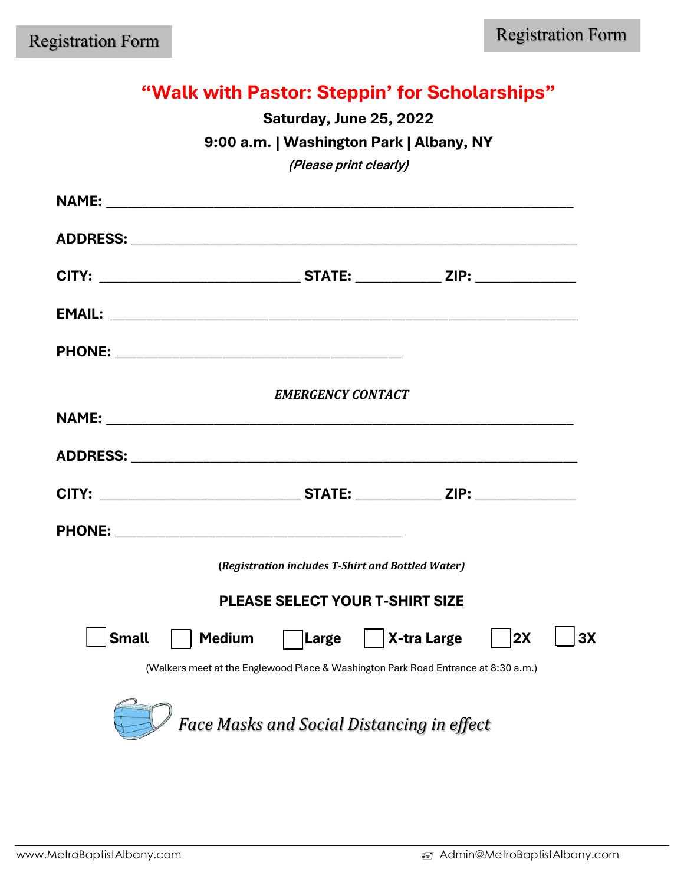Registration Form

Registration Form

# "Walk with Pastor: Steppin' for Scholarships"

**Saturday, June 25, 2022**

**9:00 a.m. | Washington Park | Albany, NY**

*(Please print clearly)*

**NAME:** ________________________________________________________________

**ADDRESS:** ______________________________________________________________

**CITY:** ___________________________ **STATE:** ___________ **ZIP:** _____________

**EMAIL:** ________________________________________________________________

**PHONE:** ______________________________________

***EMERGENCY CONTACT***

**NAME:** ________________________________________________________________

**ADDRESS:** ______________________________________________________________

**CITY:** ___________________________ **STATE:** ___________ **ZIP:** _____________

**PHONE:** ______________________________________

***(Registration includes T-Shirt and Bottled Water)***

**PLEASE SELECT YOUR T-SHIRT SIZE**

☐ **Small** ☐ **Medium** ☐ **Large** ☐ **X-tra Large** ☐ **2X** ☐ **3X**

(Walkers meet at the Englewood Place & Washington Park Road Entrance at 8:30 a.m.)

*Face Masks and Social Distancing in effect*

www.MetroBaptistAlbany.com Admin@MetroBaptistAlbany.com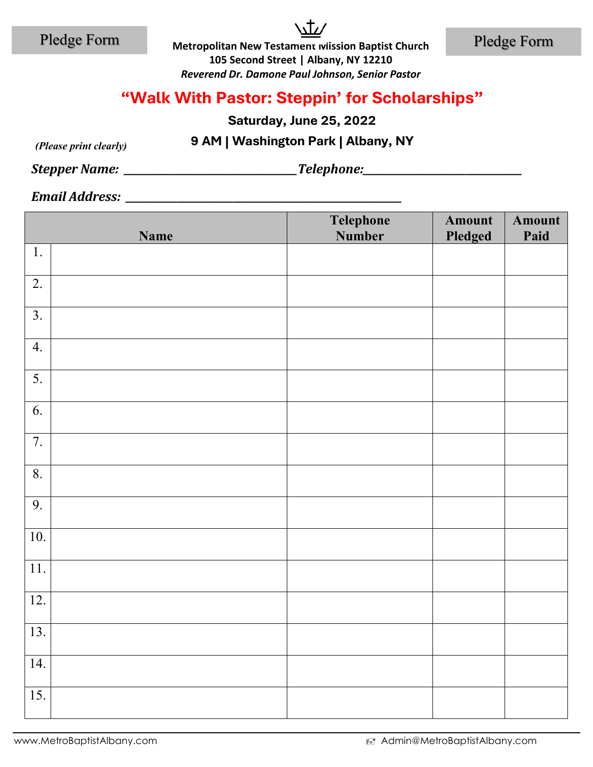Pledge Form

**Metropolitan New Testament Mission Baptist Church**
**105 Second Street | Albany, NY 12210**
***Reverend Dr. Damone Paul Johnson, Senior Pastor***

Pledge Form

## "Walk With Pastor: Steppin' for Scholarships"

**Saturday, June 25, 2022**

**9 AM | Washington Park | Albany, NY**

*(Please print clearly)*

***Stepper Name:*** ____________________________ ***Telephone:*** __________________________

***Email Address:*** ______________________________________________

| | Name | Telephone Number | Amount Pledged | Amount Paid |
|---|---|---|---|---|
| 1. | | | | |
| 2. | | | | |
| 3. | | | | |
| 4. | | | | |
| 5. | | | | |
| 6. | | | | |
| 7. | | | | |
| 8. | | | | |
| 9. | | | | |
| 10. | | | | |
| 11. | | | | |
| 12. | | | | |
| 13. | | | | |
| 14. | | | | |
| 15. | | | | |

www.MetroBaptistAlbany.com Admin@MetroBaptistAlbany.com